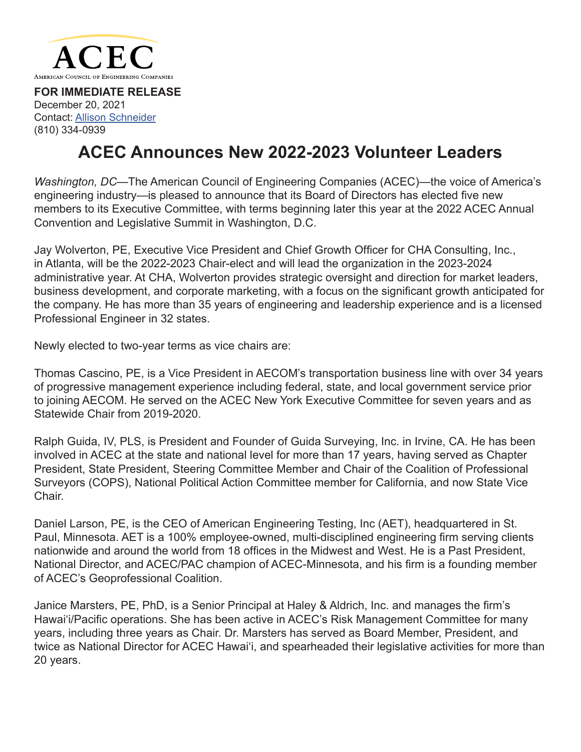ACEC

American Council of Engineering Companies

**FOR IMMEDIATE RELEASE**
December 20, 2021
Contact: [Allison Schneider]
(810) 334-0939

# ACEC Announces New 2022-2023 Volunteer Leaders

*Washington, DC*—The American Council of Engineering Companies (ACEC)—the voice of America's engineering industry—is pleased to announce that its Board of Directors has elected five new members to its Executive Committee, with terms beginning later this year at the 2022 ACEC Annual Convention and Legislative Summit in Washington, D.C.

Jay Wolverton, PE, Executive Vice President and Chief Growth Officer for CHA Consulting, Inc., in Atlanta, will be the 2022-2023 Chair-elect and will lead the organization in the 2023-2024 administrative year. At CHA, Wolverton provides strategic oversight and direction for market leaders, business development, and corporate marketing, with a focus on the significant growth anticipated for the company. He has more than 35 years of engineering and leadership experience and is a licensed Professional Engineer in 32 states.

Newly elected to two-year terms as vice chairs are:

Thomas Cascino, PE, is a Vice President in AECOM's transportation business line with over 34 years of progressive management experience including federal, state, and local government service prior to joining AECOM. He served on the ACEC New York Executive Committee for seven years and as Statewide Chair from 2019-2020.

Ralph Guida, IV, PLS, is President and Founder of Guida Surveying, Inc. in Irvine, CA. He has been involved in ACEC at the state and national level for more than 17 years, having served as Chapter President, State President, Steering Committee Member and Chair of the Coalition of Professional Surveyors (COPS), National Political Action Committee member for California, and now State Vice Chair.

Daniel Larson, PE, is the CEO of American Engineering Testing, Inc (AET), headquartered in St. Paul, Minnesota. AET is a 100% employee-owned, multi-disciplined engineering firm serving clients nationwide and around the world from 18 offices in the Midwest and West. He is a Past President, National Director, and ACEC/PAC champion of ACEC-Minnesota, and his firm is a founding member of ACEC's Geoprofessional Coalition.

Janice Marsters, PE, PhD, is a Senior Principal at Haley & Aldrich, Inc. and manages the firm's Hawai'i/Pacific operations. She has been active in ACEC's Risk Management Committee for many years, including three years as Chair. Dr. Marsters has served as Board Member, President, and twice as National Director for ACEC Hawai'i, and spearheaded their legislative activities for more than 20 years.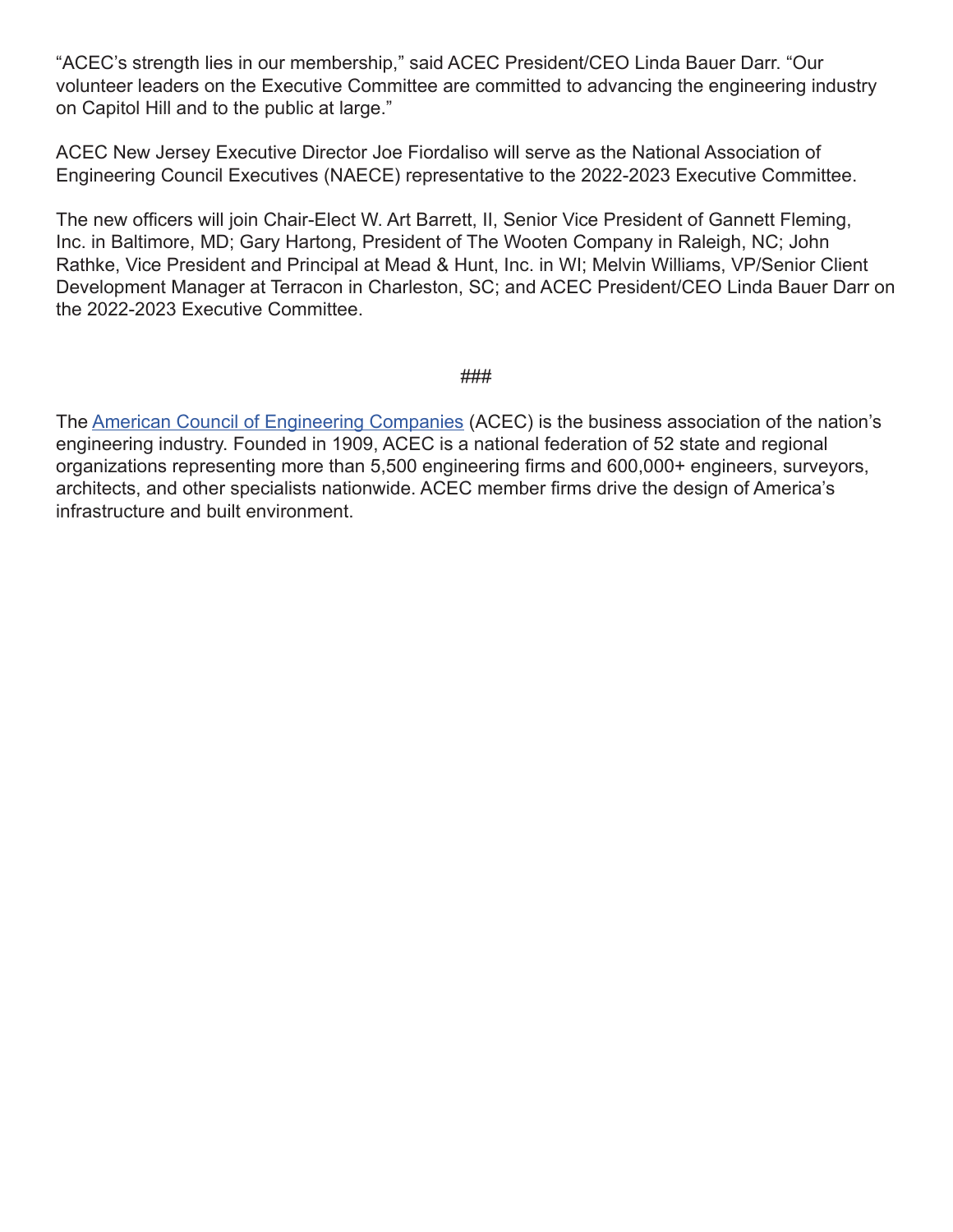"ACEC's strength lies in our membership," said ACEC President/CEO Linda Bauer Darr. "Our volunteer leaders on the Executive Committee are committed to advancing the engineering industry on Capitol Hill and to the public at large."

ACEC New Jersey Executive Director Joe Fiordaliso will serve as the National Association of Engineering Council Executives (NAECE) representative to the 2022-2023 Executive Committee.

The new officers will join Chair-Elect W. Art Barrett, II, Senior Vice President of Gannett Fleming, Inc. in Baltimore, MD; Gary Hartong, President of The Wooten Company in Raleigh, NC; John Rathke, Vice President and Principal at Mead & Hunt, Inc. in WI; Melvin Williams, VP/Senior Client Development Manager at Terracon in Charleston, SC; and ACEC President/CEO Linda Bauer Darr on the 2022-2023 Executive Committee.

###

The American Council of Engineering Companies (ACEC) is the business association of the nation's engineering industry. Founded in 1909, ACEC is a national federation of 52 state and regional organizations representing more than 5,500 engineering firms and 600,000+ engineers, surveyors, architects, and other specialists nationwide. ACEC member firms drive the design of America's infrastructure and built environment.